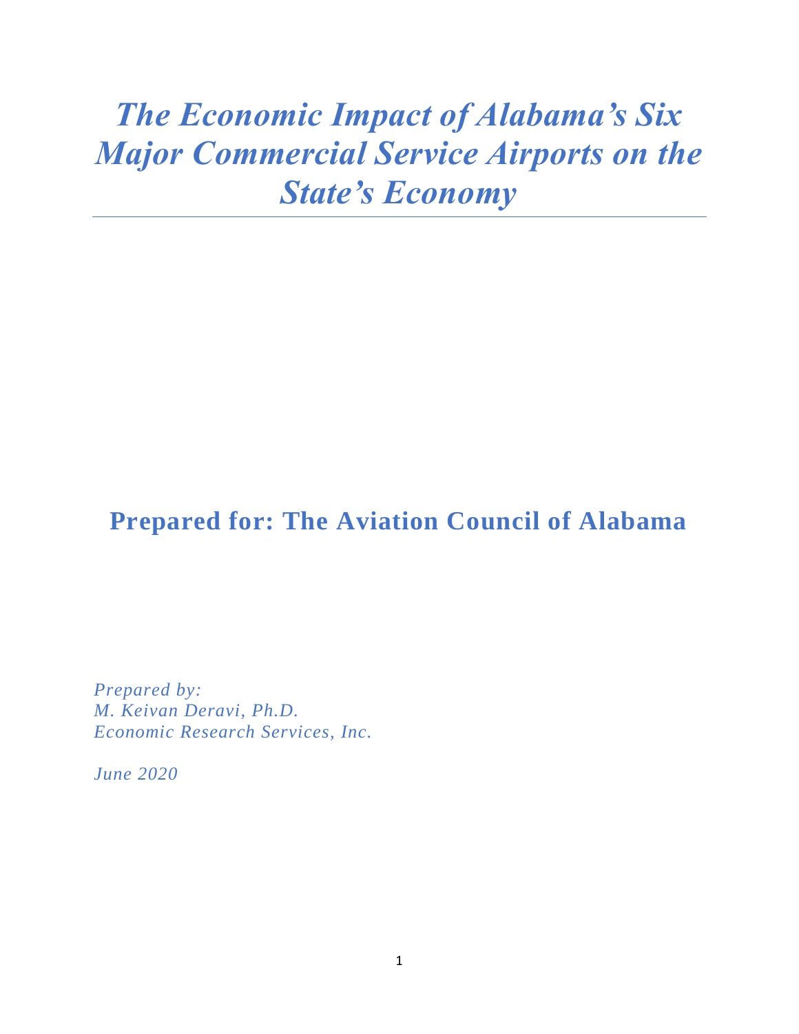# *The Economic Impact of Alabama's Six Major Commercial Service Airports on the State's Economy*

## Prepared for: The Aviation Council of Alabama

*Prepared by:*
*M. Keivan Deravi, Ph.D.*
*Economic Research Services, Inc.*

*June 2020*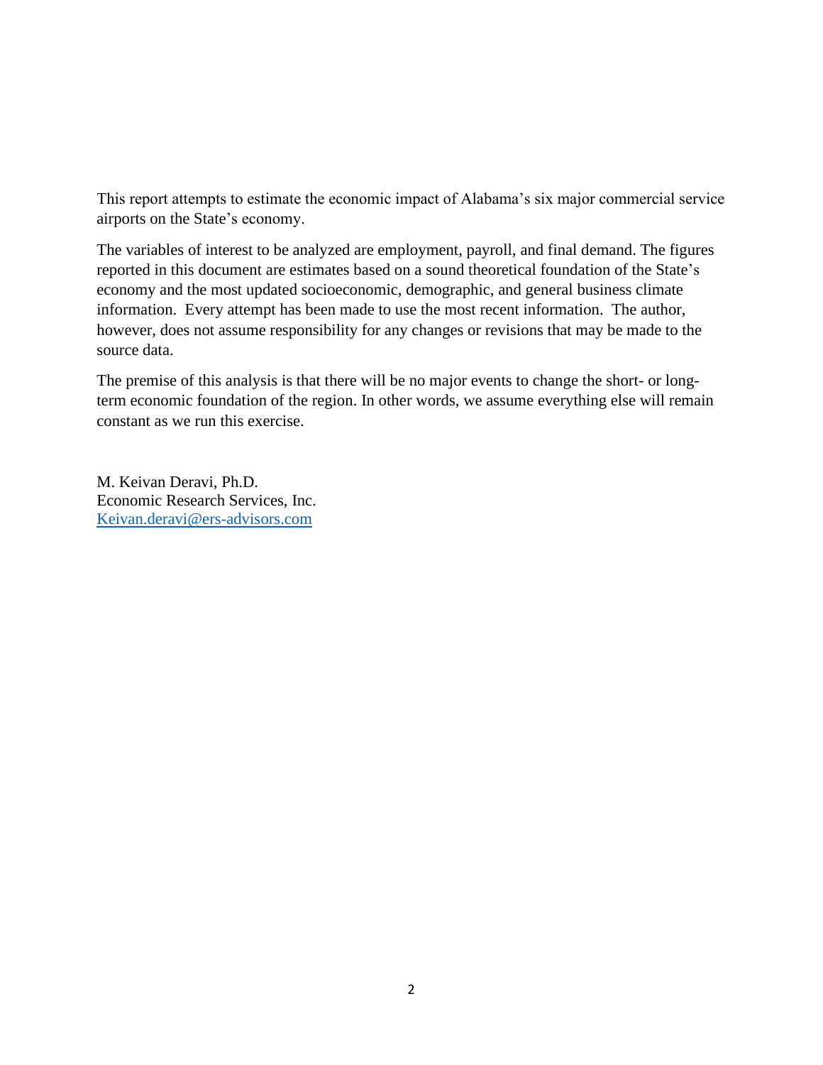This report attempts to estimate the economic impact of Alabama's six major commercial service airports on the State's economy.

The variables of interest to be analyzed are employment, payroll, and final demand. The figures reported in this document are estimates based on a sound theoretical foundation of the State's economy and the most updated socioeconomic, demographic, and general business climate information. Every attempt has been made to use the most recent information. The author, however, does not assume responsibility for any changes or revisions that may be made to the source data.

The premise of this analysis is that there will be no major events to change the short- or long-term economic foundation of the region. In other words, we assume everything else will remain constant as we run this exercise.

M. Keivan Deravi, Ph.D.  
Economic Research Services, Inc.  
Keivan.deravi@ers-advisors.com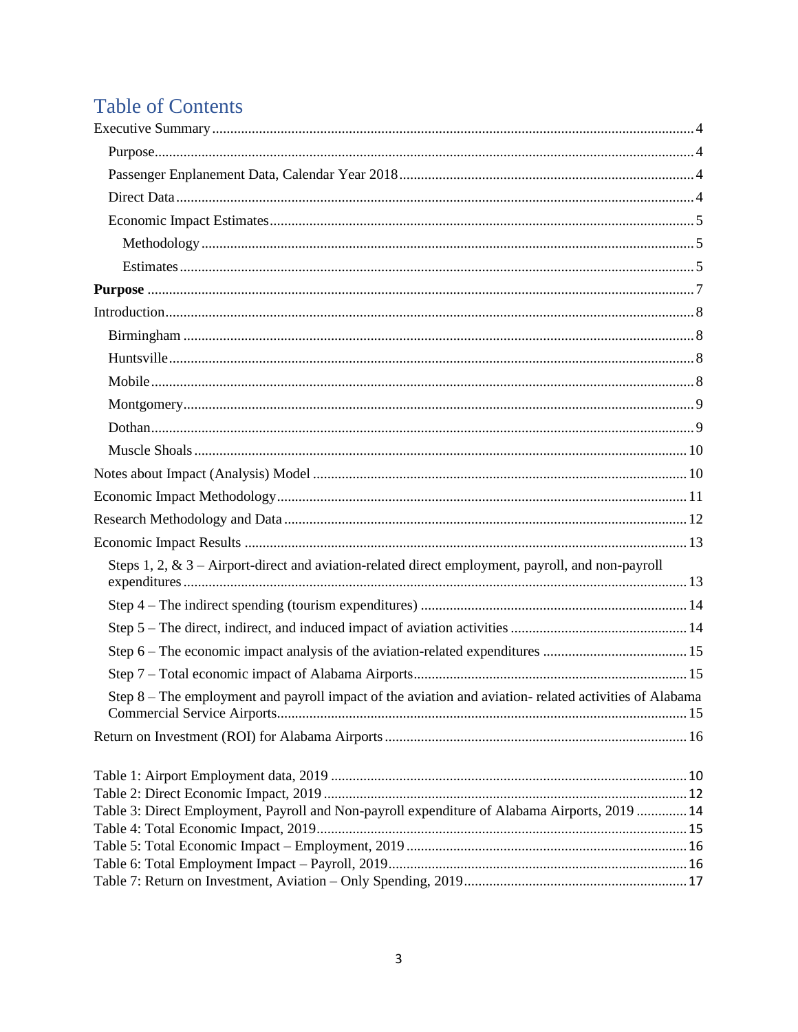# Table of Contents

Executive Summary ........ 4
- Purpose ........ 4
- Passenger Enplanement Data, Calendar Year 2018 ........ 4
- Direct Data ........ 4
- Economic Impact Estimates ........ 5
  - Methodology ........ 5
  - Estimates ........ 5

**Purpose** ........ 7

Introduction ........ 8
- Birmingham ........ 8
- Huntsville ........ 8
- Mobile ........ 8
- Montgomery ........ 9
- Dothan ........ 9
- Muscle Shoals ........ 10

Notes about Impact (Analysis) Model ........ 10

Economic Impact Methodology ........ 11

Research Methodology and Data ........ 12

Economic Impact Results ........ 13
- Steps 1, 2, & 3 – Airport-direct and aviation-related direct employment, payroll, and non-payroll expenditures ........ 13
- Step 4 – The indirect spending (tourism expenditures) ........ 14
- Step 5 – The direct, indirect, and induced impact of aviation activities ........ 14
- Step 6 – The economic impact analysis of the aviation-related expenditures ........ 15
- Step 7 – Total economic impact of Alabama Airports ........ 15
- Step 8 – The employment and payroll impact of the aviation and aviation- related activities of Alabama Commercial Service Airports ........ 15

Return on Investment (ROI) for Alabama Airports ........ 16

Table 1: Airport Employment data, 2019 ........ 10
Table 2: Direct Economic Impact, 2019 ........ 12
Table 3: Direct Employment, Payroll and Non-payroll expenditure of Alabama Airports, 2019 ........ 14
Table 4: Total Economic Impact, 2019 ........ 15
Table 5: Total Economic Impact – Employment, 2019 ........ 16
Table 6: Total Employment Impact – Payroll, 2019 ........ 16
Table 7: Return on Investment, Aviation – Only Spending, 2019 ........ 17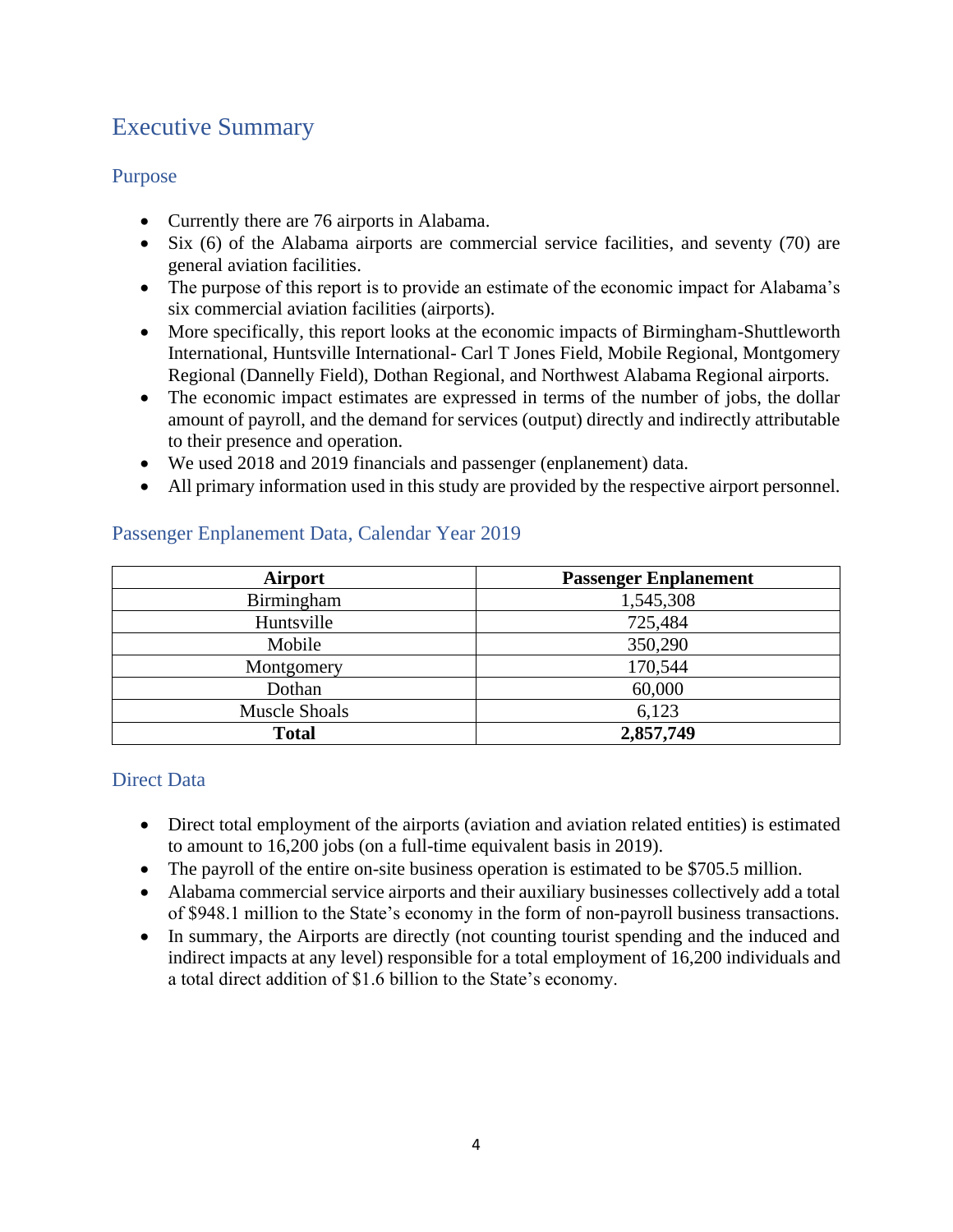# Executive Summary

## Purpose

- Currently there are 76 airports in Alabama.
- Six (6) of the Alabama airports are commercial service facilities, and seventy (70) are general aviation facilities.
- The purpose of this report is to provide an estimate of the economic impact for Alabama's six commercial aviation facilities (airports).
- More specifically, this report looks at the economic impacts of Birmingham-Shuttleworth International, Huntsville International- Carl T Jones Field, Mobile Regional, Montgomery Regional (Dannelly Field), Dothan Regional, and Northwest Alabama Regional airports.
- The economic impact estimates are expressed in terms of the number of jobs, the dollar amount of payroll, and the demand for services (output) directly and indirectly attributable to their presence and operation.
- We used 2018 and 2019 financials and passenger (enplanement) data.
- All primary information used in this study are provided by the respective airport personnel.

## Passenger Enplanement Data, Calendar Year 2019

| Airport | Passenger Enplanement |
|---|---|
| Birmingham | 1,545,308 |
| Huntsville | 725,484 |
| Mobile | 350,290 |
| Montgomery | 170,544 |
| Dothan | 60,000 |
| Muscle Shoals | 6,123 |
| **Total** | **2,857,749** |

## Direct Data

- Direct total employment of the airports (aviation and aviation related entities) is estimated to amount to 16,200 jobs (on a full-time equivalent basis in 2019).
- The payroll of the entire on-site business operation is estimated to be $705.5 million.
- Alabama commercial service airports and their auxiliary businesses collectively add a total of $948.1 million to the State's economy in the form of non-payroll business transactions.
- In summary, the Airports are directly (not counting tourist spending and the induced and indirect impacts at any level) responsible for a total employment of 16,200 individuals and a total direct addition of $1.6 billion to the State's economy.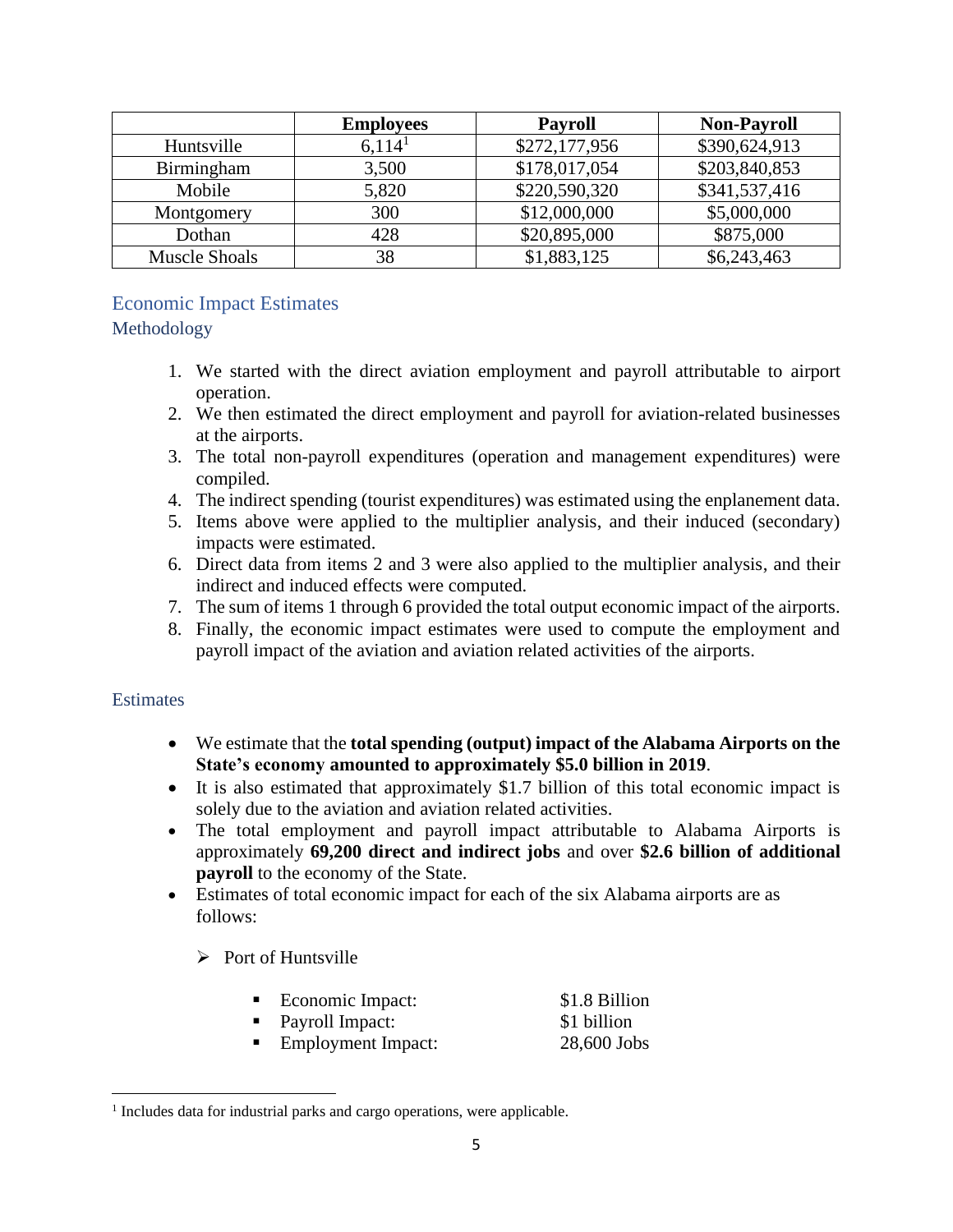| | Employees | Payroll | Non-Payroll |
|---|---|---|---|
| Huntsville | 6,114[1] | $272,177,956 | $390,624,913 |
| Birmingham | 3,500 | $178,017,054 | $203,840,853 |
| Mobile | 5,820 | $220,590,320 | $341,537,416 |
| Montgomery | 300 | $12,000,000 | $5,000,000 |
| Dothan | 428 | $20,895,000 | $875,000 |
| Muscle Shoals | 38 | $1,883,125 | $6,243,463 |

## Economic Impact Estimates

### Methodology

1. We started with the direct aviation employment and payroll attributable to airport operation.
2. We then estimated the direct employment and payroll for aviation-related businesses at the airports.
3. The total non-payroll expenditures (operation and management expenditures) were compiled.
4. The indirect spending (tourist expenditures) was estimated using the enplanement data.
5. Items above were applied to the multiplier analysis, and their induced (secondary) impacts were estimated.
6. Direct data from items 2 and 3 were also applied to the multiplier analysis, and their indirect and induced effects were computed.
7. The sum of items 1 through 6 provided the total output economic impact of the airports.
8. Finally, the economic impact estimates were used to compute the employment and payroll impact of the aviation and aviation related activities of the airports.

### Estimates

- We estimate that the **total spending (output) impact of the Alabama Airports on the State's economy amounted to approximately $5.0 billion in 2019**.
- It is also estimated that approximately $1.7 billion of this total economic impact is solely due to the aviation and aviation related activities.
- The total employment and payroll impact attributable to Alabama Airports is approximately **69,200 direct and indirect jobs** and over **$2.6 billion of additional payroll** to the economy of the State.
- Estimates of total economic impact for each of the six Alabama airports are as follows:
  - Port of Huntsville
    - Economic Impact: $1.8 Billion
    - Payroll Impact: $1 billion
    - Employment Impact: 28,600 Jobs

[1] Includes data for industrial parks and cargo operations, were applicable.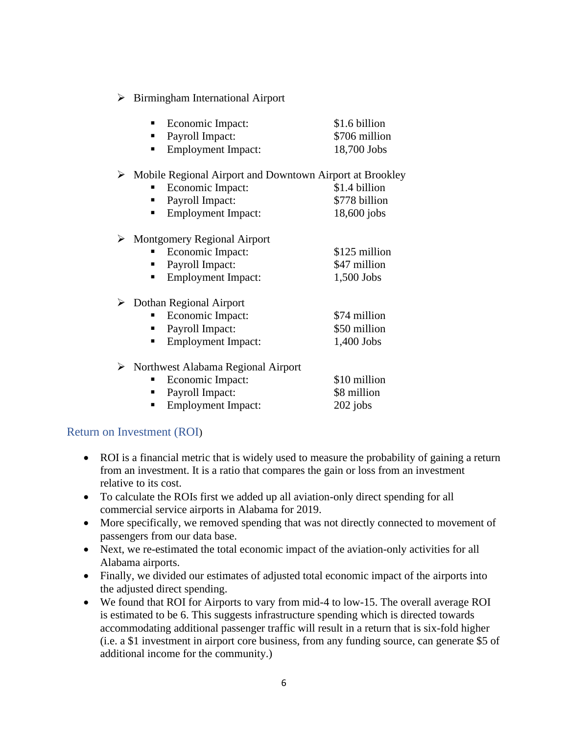- Birmingham International Airport
  - Economic Impact: $1.6 billion
  - Payroll Impact: $706 million
  - Employment Impact: 18,700 Jobs

- Mobile Regional Airport and Downtown Airport at Brookley
  - Economic Impact: $1.4 billion
  - Payroll Impact: $778 billion
  - Employment Impact: 18,600 jobs

- Montgomery Regional Airport
  - Economic Impact: $125 million
  - Payroll Impact: $47 million
  - Employment Impact: 1,500 Jobs

- Dothan Regional Airport
  - Economic Impact: $74 million
  - Payroll Impact: $50 million
  - Employment Impact: 1,400 Jobs

- Northwest Alabama Regional Airport
  - Economic Impact: $10 million
  - Payroll Impact: $8 million
  - Employment Impact: 202 jobs

## Return on Investment (ROI)

- ROI is a financial metric that is widely used to measure the probability of gaining a return from an investment. It is a ratio that compares the gain or loss from an investment relative to its cost.
- To calculate the ROIs first we added up all aviation-only direct spending for all commercial service airports in Alabama for 2019.
- More specifically, we removed spending that was not directly connected to movement of passengers from our data base.
- Next, we re-estimated the total economic impact of the aviation-only activities for all Alabama airports.
- Finally, we divided our estimates of adjusted total economic impact of the airports into the adjusted direct spending.
- We found that ROI for Airports to vary from mid-4 to low-15. The overall average ROI is estimated to be 6. This suggests infrastructure spending which is directed towards accommodating additional passenger traffic will result in a return that is six-fold higher (i.e. a $1 investment in airport core business, from any funding source, can generate $5 of additional income for the community.)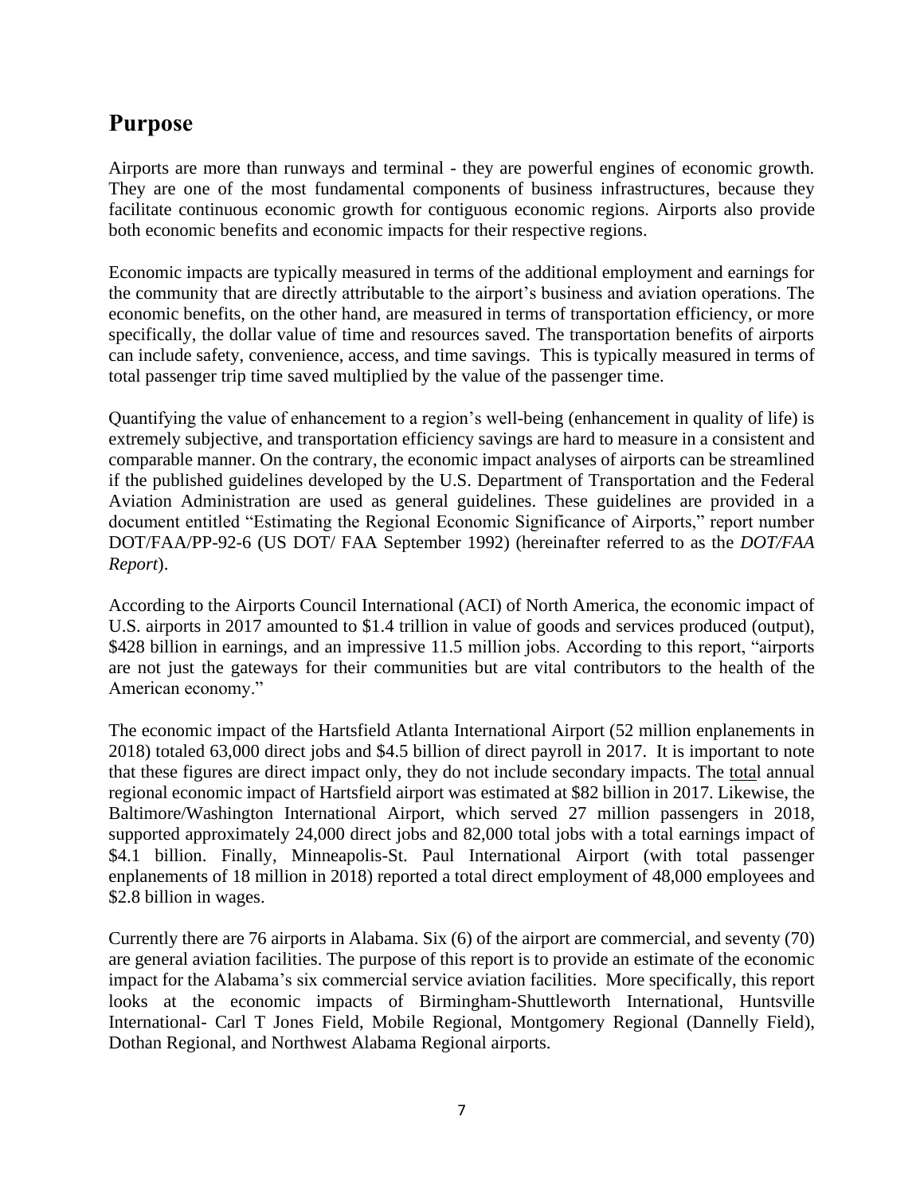## Purpose

Airports are more than runways and terminal - they are powerful engines of economic growth. They are one of the most fundamental components of business infrastructures, because they facilitate continuous economic growth for contiguous economic regions. Airports also provide both economic benefits and economic impacts for their respective regions.

Economic impacts are typically measured in terms of the additional employment and earnings for the community that are directly attributable to the airport's business and aviation operations. The economic benefits, on the other hand, are measured in terms of transportation efficiency, or more specifically, the dollar value of time and resources saved. The transportation benefits of airports can include safety, convenience, access, and time savings. This is typically measured in terms of total passenger trip time saved multiplied by the value of the passenger time.

Quantifying the value of enhancement to a region's well-being (enhancement in quality of life) is extremely subjective, and transportation efficiency savings are hard to measure in a consistent and comparable manner. On the contrary, the economic impact analyses of airports can be streamlined if the published guidelines developed by the U.S. Department of Transportation and the Federal Aviation Administration are used as general guidelines. These guidelines are provided in a document entitled "Estimating the Regional Economic Significance of Airports," report number DOT/FAA/PP-92-6 (US DOT/ FAA September 1992) (hereinafter referred to as the *DOT/FAA Report*).

According to the Airports Council International (ACI) of North America, the economic impact of U.S. airports in 2017 amounted to $1.4 trillion in value of goods and services produced (output), $428 billion in earnings, and an impressive 11.5 million jobs. According to this report, "airports are not just the gateways for their communities but are vital contributors to the health of the American economy."

The economic impact of the Hartsfield Atlanta International Airport (52 million enplanements in 2018) totaled 63,000 direct jobs and $4.5 billion of direct payroll in 2017. It is important to note that these figures are direct impact only, they do not include secondary impacts. The <u>total</u> annual regional economic impact of Hartsfield airport was estimated at $82 billion in 2017. Likewise, the Baltimore/Washington International Airport, which served 27 million passengers in 2018, supported approximately 24,000 direct jobs and 82,000 total jobs with a total earnings impact of $4.1 billion. Finally, Minneapolis-St. Paul International Airport (with total passenger enplanements of 18 million in 2018) reported a total direct employment of 48,000 employees and $2.8 billion in wages.

Currently there are 76 airports in Alabama. Six (6) of the airport are commercial, and seventy (70) are general aviation facilities. The purpose of this report is to provide an estimate of the economic impact for the Alabama's six commercial service aviation facilities. More specifically, this report looks at the economic impacts of Birmingham-Shuttleworth International, Huntsville International- Carl T Jones Field, Mobile Regional, Montgomery Regional (Dannelly Field), Dothan Regional, and Northwest Alabama Regional airports.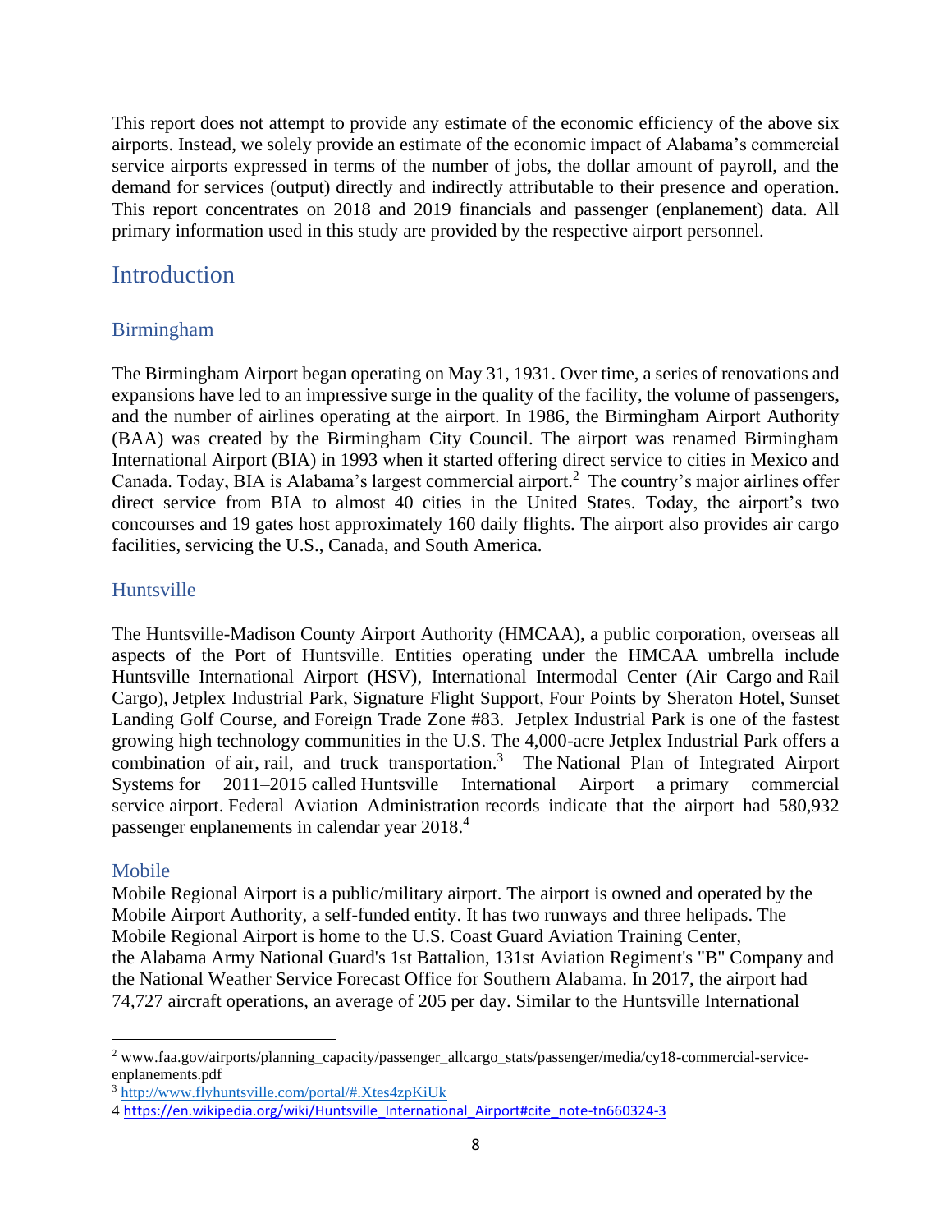This report does not attempt to provide any estimate of the economic efficiency of the above six airports. Instead, we solely provide an estimate of the economic impact of Alabama's commercial service airports expressed in terms of the number of jobs, the dollar amount of payroll, and the demand for services (output) directly and indirectly attributable to their presence and operation. This report concentrates on 2018 and 2019 financials and passenger (enplanement) data. All primary information used in this study are provided by the respective airport personnel.

# Introduction

## Birmingham

The Birmingham Airport began operating on May 31, 1931. Over time, a series of renovations and expansions have led to an impressive surge in the quality of the facility, the volume of passengers, and the number of airlines operating at the airport. In 1986, the Birmingham Airport Authority (BAA) was created by the Birmingham City Council. The airport was renamed Birmingham International Airport (BIA) in 1993 when it started offering direct service to cities in Mexico and Canada. Today, BIA is Alabama's largest commercial airport.[2] The country's major airlines offer direct service from BIA to almost 40 cities in the United States. Today, the airport's two concourses and 19 gates host approximately 160 daily flights. The airport also provides air cargo facilities, servicing the U.S., Canada, and South America.

## Huntsville

The Huntsville-Madison County Airport Authority (HMCAA), a public corporation, overseas all aspects of the Port of Huntsville. Entities operating under the HMCAA umbrella include Huntsville International Airport (HSV), International Intermodal Center (Air Cargo and Rail Cargo), Jetplex Industrial Park, Signature Flight Support, Four Points by Sheraton Hotel, Sunset Landing Golf Course, and Foreign Trade Zone #83. Jetplex Industrial Park is one of the fastest growing high technology communities in the U.S. The 4,000-acre Jetplex Industrial Park offers a combination of air, rail, and truck transportation.[3] The National Plan of Integrated Airport Systems for 2011–2015 called Huntsville International Airport a primary commercial service airport. Federal Aviation Administration records indicate that the airport had 580,932 passenger enplanements in calendar year 2018.[4]

## Mobile

Mobile Regional Airport is a public/military airport. The airport is owned and operated by the Mobile Airport Authority, a self-funded entity. It has two runways and three helipads. The Mobile Regional Airport is home to the U.S. Coast Guard Aviation Training Center, the Alabama Army National Guard's 1st Battalion, 131st Aviation Regiment's "B" Company and the National Weather Service Forecast Office for Southern Alabama. In 2017, the airport had 74,727 aircraft operations, an average of 205 per day. Similar to the Huntsville International

---

[2] www.faa.gov/airports/planning_capacity/passenger_allcargo_stats/passenger/media/cy18-commercial-service-enplanements.pdf

[3] http://www.flyhuntsville.com/portal/#.Xtes4zpKiUk

[4] https://en.wikipedia.org/wiki/Huntsville_International_Airport#cite_note-tn660324-3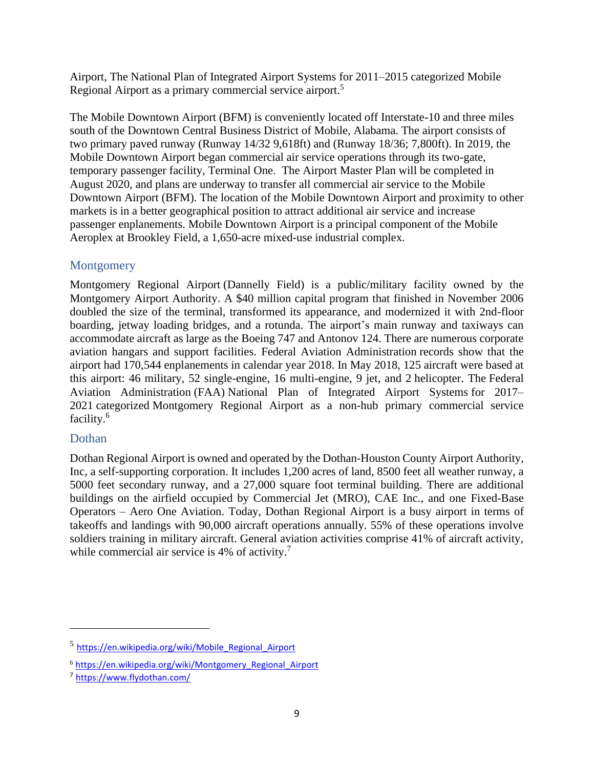Airport, The National Plan of Integrated Airport Systems for 2011–2015 categorized Mobile Regional Airport as a primary commercial service airport.[5]

The Mobile Downtown Airport (BFM) is conveniently located off Interstate-10 and three miles south of the Downtown Central Business District of Mobile, Alabama. The airport consists of two primary paved runway (Runway 14/32 9,618ft) and (Runway 18/36; 7,800ft). In 2019, the Mobile Downtown Airport began commercial air service operations through its two-gate, temporary passenger facility, Terminal One. The Airport Master Plan will be completed in August 2020, and plans are underway to transfer all commercial air service to the Mobile Downtown Airport (BFM). The location of the Mobile Downtown Airport and proximity to other markets is in a better geographical position to attract additional air service and increase passenger enplanements. Mobile Downtown Airport is a principal component of the Mobile Aeroplex at Brookley Field, a 1,650-acre mixed-use industrial complex.

## Montgomery

Montgomery Regional Airport (Dannelly Field) is a public/military facility owned by the Montgomery Airport Authority. A $40 million capital program that finished in November 2006 doubled the size of the terminal, transformed its appearance, and modernized it with 2nd-floor boarding, jetway loading bridges, and a rotunda. The airport's main runway and taxiways can accommodate aircraft as large as the Boeing 747 and Antonov 124. There are numerous corporate aviation hangars and support facilities. Federal Aviation Administration records show that the airport had 170,544 enplanements in calendar year 2018. In May 2018, 125 aircraft were based at this airport: 46 military, 52 single-engine, 16 multi-engine, 9 jet, and 2 helicopter. The Federal Aviation Administration (FAA) National Plan of Integrated Airport Systems for 2017–2021 categorized Montgomery Regional Airport as a non-hub primary commercial service facility.[6]

## Dothan

Dothan Regional Airport is owned and operated by the Dothan-Houston County Airport Authority, Inc, a self-supporting corporation. It includes 1,200 acres of land, 8500 feet all weather runway, a 5000 feet secondary runway, and a 27,000 square foot terminal building. There are additional buildings on the airfield occupied by Commercial Jet (MRO), CAE Inc., and one Fixed-Base Operators – Aero One Aviation. Today, Dothan Regional Airport is a busy airport in terms of takeoffs and landings with 90,000 aircraft operations annually. 55% of these operations involve soldiers training in military aircraft. General aviation activities comprise 41% of aircraft activity, while commercial air service is 4% of activity.[7]

---

[5] https://en.wikipedia.org/wiki/Mobile_Regional_Airport

[6] https://en.wikipedia.org/wiki/Montgomery_Regional_Airport

[7] https://www.flydothan.com/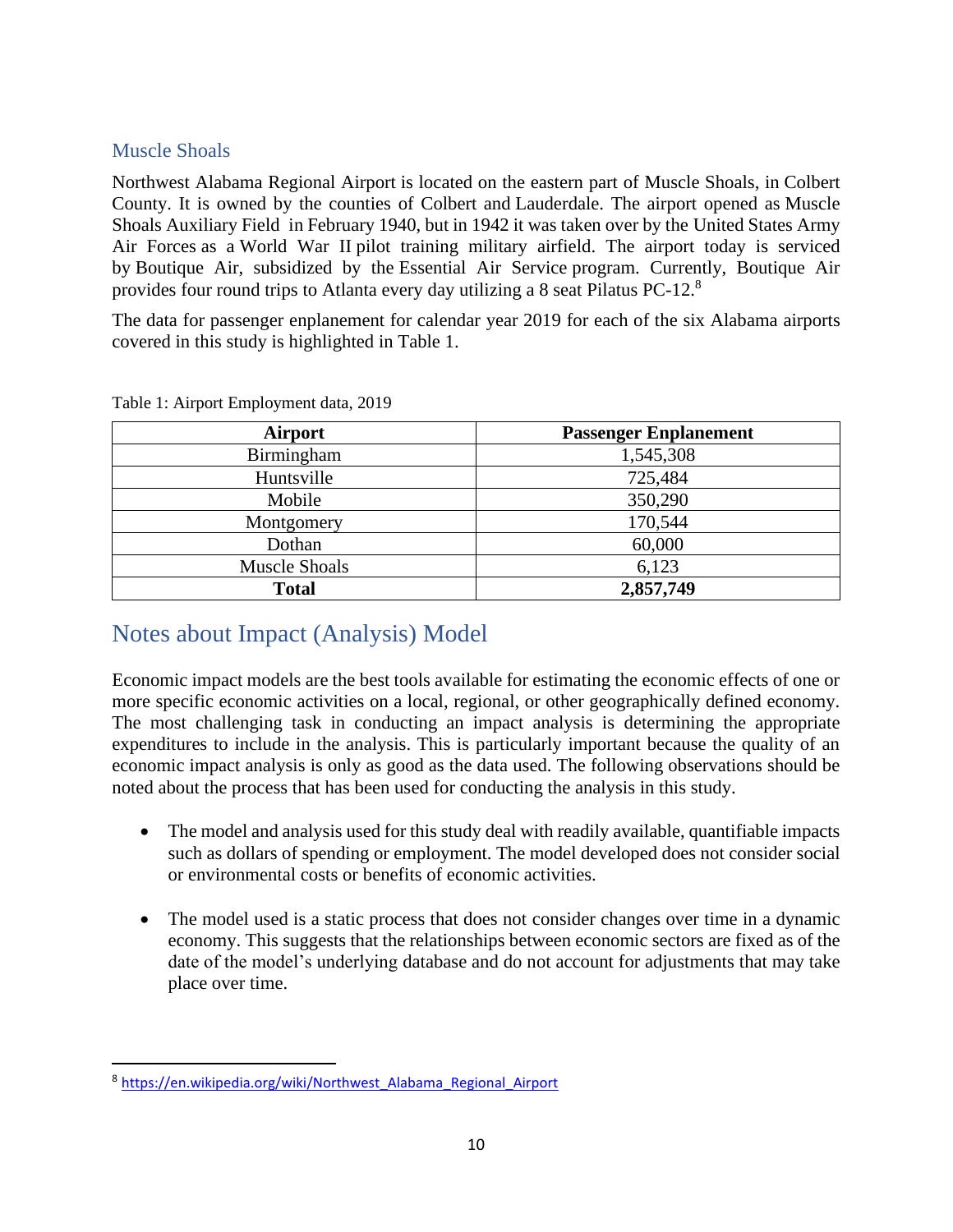### Muscle Shoals

Northwest Alabama Regional Airport is located on the eastern part of Muscle Shoals, in Colbert County. It is owned by the counties of Colbert and Lauderdale. The airport opened as Muscle Shoals Auxiliary Field in February 1940, but in 1942 it was taken over by the United States Army Air Forces as a World War II pilot training military airfield. The airport today is serviced by Boutique Air, subsidized by the Essential Air Service program. Currently, Boutique Air provides four round trips to Atlanta every day utilizing a 8 seat Pilatus PC-12.[8]

The data for passenger enplanement for calendar year 2019 for each of the six Alabama airports covered in this study is highlighted in Table 1.

Table 1: Airport Employment data, 2019

| Airport | Passenger Enplanement |
|---|---|
| Birmingham | 1,545,308 |
| Huntsville | 725,484 |
| Mobile | 350,290 |
| Montgomery | 170,544 |
| Dothan | 60,000 |
| Muscle Shoals | 6,123 |
| **Total** | **2,857,749** |

## Notes about Impact (Analysis) Model

Economic impact models are the best tools available for estimating the economic effects of one or more specific economic activities on a local, regional, or other geographically defined economy. The most challenging task in conducting an impact analysis is determining the appropriate expenditures to include in the analysis. This is particularly important because the quality of an economic impact analysis is only as good as the data used. The following observations should be noted about the process that has been used for conducting the analysis in this study.

- The model and analysis used for this study deal with readily available, quantifiable impacts such as dollars of spending or employment. The model developed does not consider social or environmental costs or benefits of economic activities.

- The model used is a static process that does not consider changes over time in a dynamic economy. This suggests that the relationships between economic sectors are fixed as of the date of the model's underlying database and do not account for adjustments that may take place over time.

---

[8] https://en.wikipedia.org/wiki/Northwest_Alabama_Regional_Airport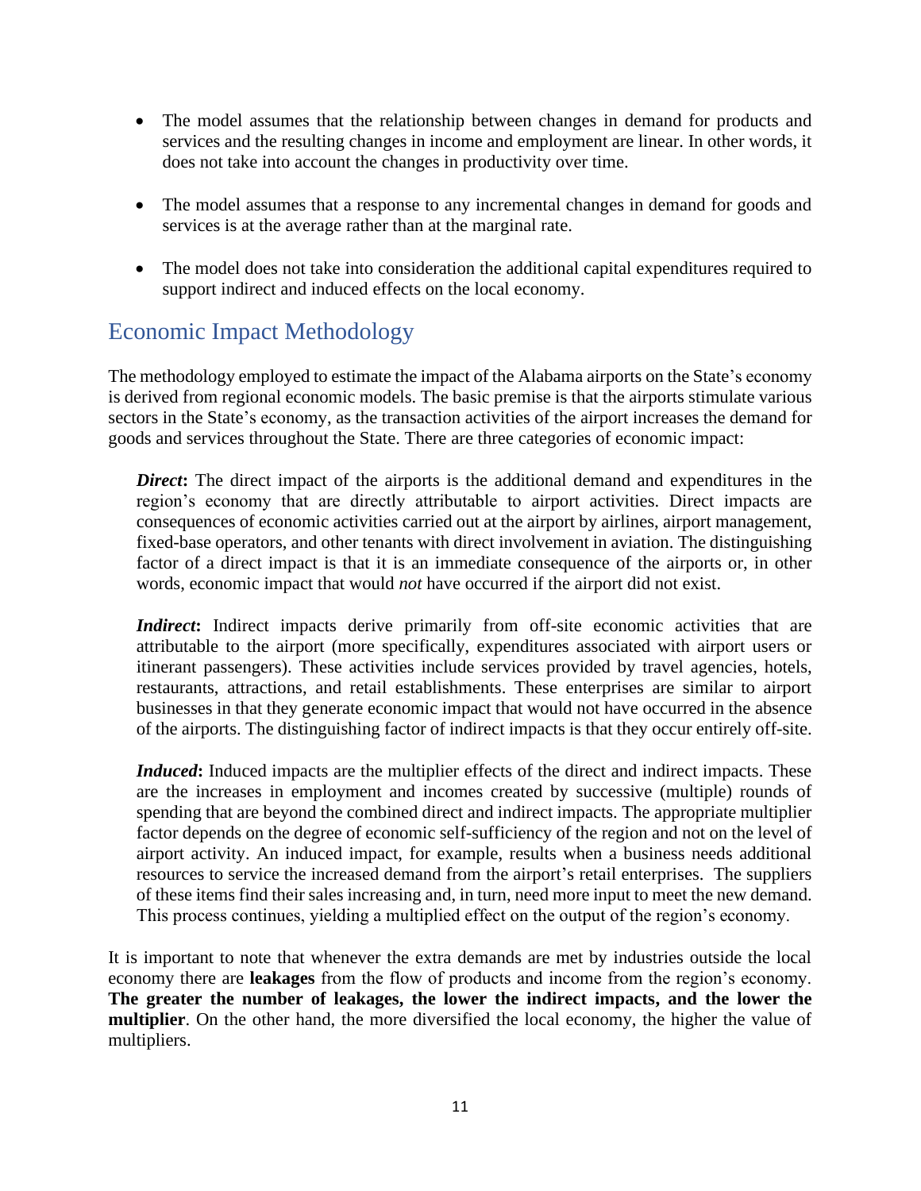- The model assumes that the relationship between changes in demand for products and services and the resulting changes in income and employment are linear. In other words, it does not take into account the changes in productivity over time.

- The model assumes that a response to any incremental changes in demand for goods and services is at the average rather than at the marginal rate.

- The model does not take into consideration the additional capital expenditures required to support indirect and induced effects on the local economy.

## Economic Impact Methodology

The methodology employed to estimate the impact of the Alabama airports on the State's economy is derived from regional economic models. The basic premise is that the airports stimulate various sectors in the State's economy, as the transaction activities of the airport increases the demand for goods and services throughout the State. There are three categories of economic impact:

> ***Direct*:** The direct impact of the airports is the additional demand and expenditures in the region's economy that are directly attributable to airport activities. Direct impacts are consequences of economic activities carried out at the airport by airlines, airport management, fixed-base operators, and other tenants with direct involvement in aviation. The distinguishing factor of a direct impact is that it is an immediate consequence of the airports or, in other words, economic impact that would *not* have occurred if the airport did not exist.
>
> ***Indirect*:** Indirect impacts derive primarily from off-site economic activities that are attributable to the airport (more specifically, expenditures associated with airport users or itinerant passengers). These activities include services provided by travel agencies, hotels, restaurants, attractions, and retail establishments. These enterprises are similar to airport businesses in that they generate economic impact that would not have occurred in the absence of the airports. The distinguishing factor of indirect impacts is that they occur entirely off-site.
>
> ***Induced*:** Induced impacts are the multiplier effects of the direct and indirect impacts. These are the increases in employment and incomes created by successive (multiple) rounds of spending that are beyond the combined direct and indirect impacts. The appropriate multiplier factor depends on the degree of economic self-sufficiency of the region and not on the level of airport activity. An induced impact, for example, results when a business needs additional resources to service the increased demand from the airport's retail enterprises. The suppliers of these items find their sales increasing and, in turn, need more input to meet the new demand. This process continues, yielding a multiplied effect on the output of the region's economy.

It is important to note that whenever the extra demands are met by industries outside the local economy there are **leakages** from the flow of products and income from the region's economy. **The greater the number of leakages, the lower the indirect impacts, and the lower the multiplier**. On the other hand, the more diversified the local economy, the higher the value of multipliers.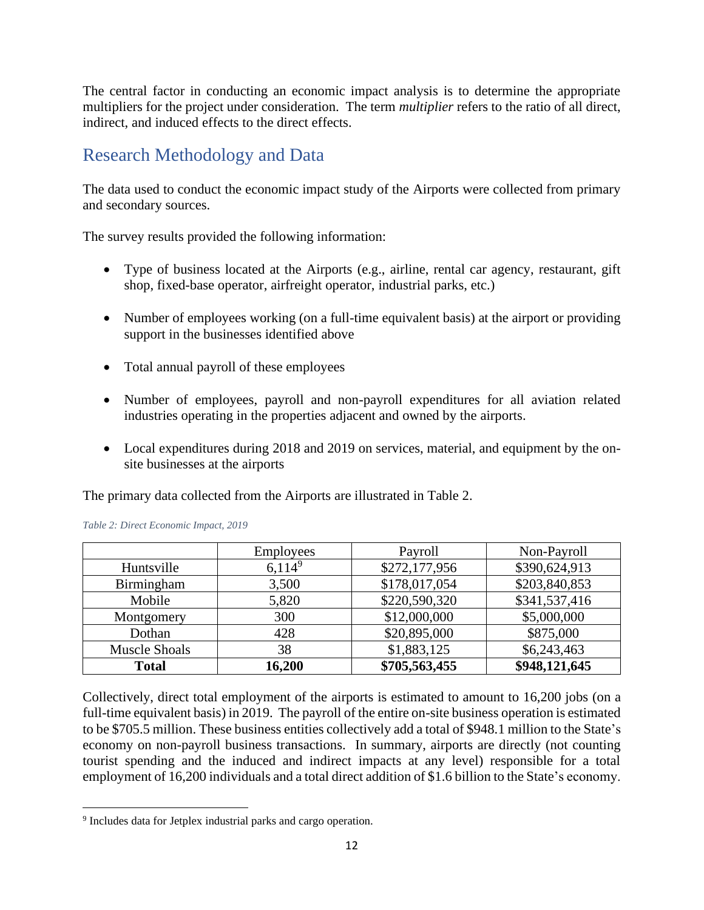The central factor in conducting an economic impact analysis is to determine the appropriate multipliers for the project under consideration. The term *multiplier* refers to the ratio of all direct, indirect, and induced effects to the direct effects.

## Research Methodology and Data

The data used to conduct the economic impact study of the Airports were collected from primary and secondary sources.

The survey results provided the following information:

- Type of business located at the Airports (e.g., airline, rental car agency, restaurant, gift shop, fixed-base operator, airfreight operator, industrial parks, etc.)
- Number of employees working (on a full-time equivalent basis) at the airport or providing support in the businesses identified above
- Total annual payroll of these employees
- Number of employees, payroll and non-payroll expenditures for all aviation related industries operating in the properties adjacent and owned by the airports.
- Local expenditures during 2018 and 2019 on services, material, and equipment by the on-site businesses at the airports

The primary data collected from the Airports are illustrated in Table 2.

*Table 2: Direct Economic Impact, 2019*

| | Employees | Payroll | Non-Payroll |
|---|---|---|---|
| Huntsville | 6,114[9] | $272,177,956 | $390,624,913 |
| Birmingham | 3,500 | $178,017,054 | $203,840,853 |
| Mobile | 5,820 | $220,590,320 | $341,537,416 |
| Montgomery | 300 | $12,000,000 | $5,000,000 |
| Dothan | 428 | $20,895,000 | $875,000 |
| Muscle Shoals | 38 | $1,883,125 | $6,243,463 |
| **Total** | **16,200** | **$705,563,455** | **$948,121,645** |

Collectively, direct total employment of the airports is estimated to amount to 16,200 jobs (on a full-time equivalent basis) in 2019. The payroll of the entire on-site business operation is estimated to be $705.5 million. These business entities collectively add a total of $948.1 million to the State's economy on non-payroll business transactions. In summary, airports are directly (not counting tourist spending and the induced and indirect impacts at any level) responsible for a total employment of 16,200 individuals and a total direct addition of $1.6 billion to the State's economy.

[9] Includes data for Jetplex industrial parks and cargo operation.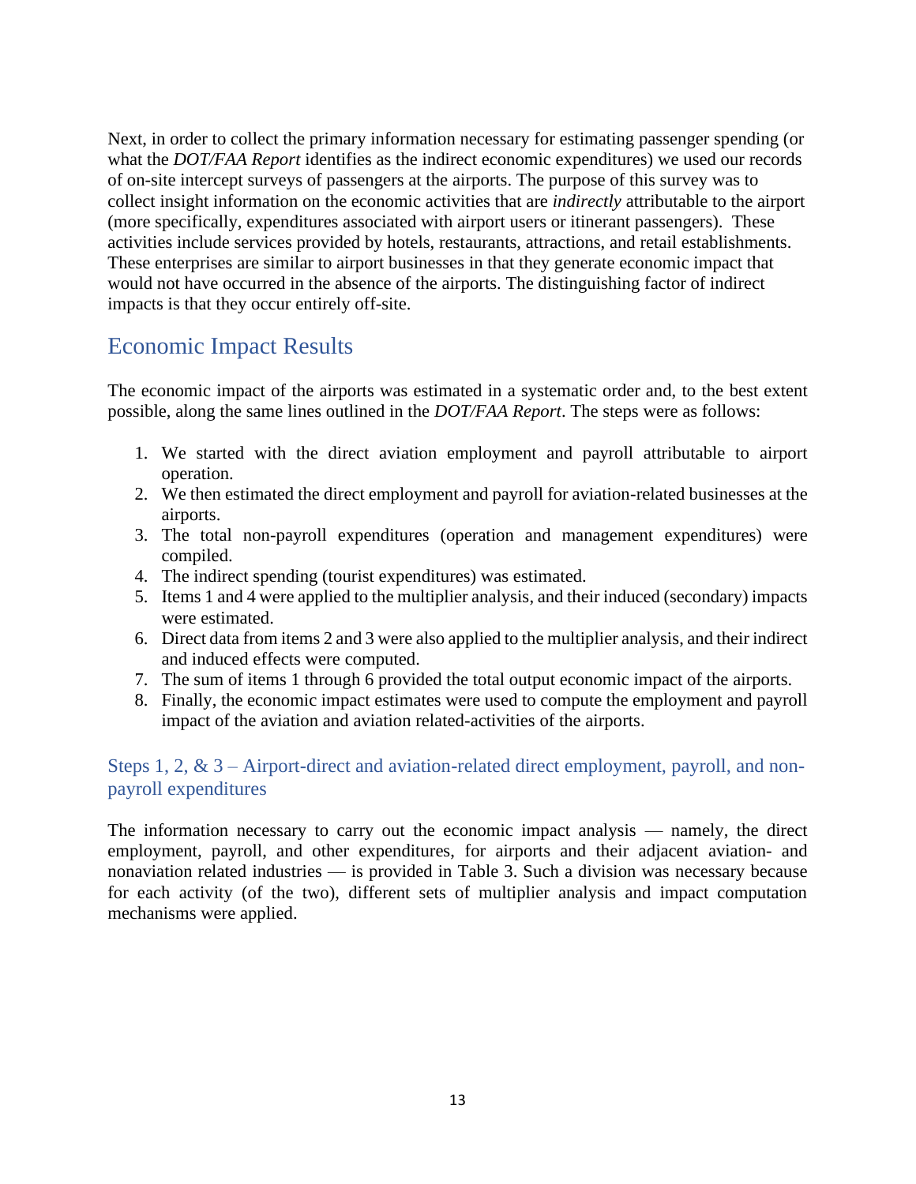Next, in order to collect the primary information necessary for estimating passenger spending (or what the *DOT/FAA Report* identifies as the indirect economic expenditures) we used our records of on-site intercept surveys of passengers at the airports. The purpose of this survey was to collect insight information on the economic activities that are *indirectly* attributable to the airport (more specifically, expenditures associated with airport users or itinerant passengers). These activities include services provided by hotels, restaurants, attractions, and retail establishments. These enterprises are similar to airport businesses in that they generate economic impact that would not have occurred in the absence of the airports. The distinguishing factor of indirect impacts is that they occur entirely off-site.

## Economic Impact Results

The economic impact of the airports was estimated in a systematic order and, to the best extent possible, along the same lines outlined in the *DOT/FAA Report*. The steps were as follows:

1. We started with the direct aviation employment and payroll attributable to airport operation.
2. We then estimated the direct employment and payroll for aviation-related businesses at the airports.
3. The total non-payroll expenditures (operation and management expenditures) were compiled.
4. The indirect spending (tourist expenditures) was estimated.
5. Items 1 and 4 were applied to the multiplier analysis, and their induced (secondary) impacts were estimated.
6. Direct data from items 2 and 3 were also applied to the multiplier analysis, and their indirect and induced effects were computed.
7. The sum of items 1 through 6 provided the total output economic impact of the airports.
8. Finally, the economic impact estimates were used to compute the employment and payroll impact of the aviation and aviation related-activities of the airports.

### Steps 1, 2, & 3 – Airport-direct and aviation-related direct employment, payroll, and non-payroll expenditures

The information necessary to carry out the economic impact analysis — namely, the direct employment, payroll, and other expenditures, for airports and their adjacent aviation- and nonaviation related industries — is provided in Table 3. Such a division was necessary because for each activity (of the two), different sets of multiplier analysis and impact computation mechanisms were applied.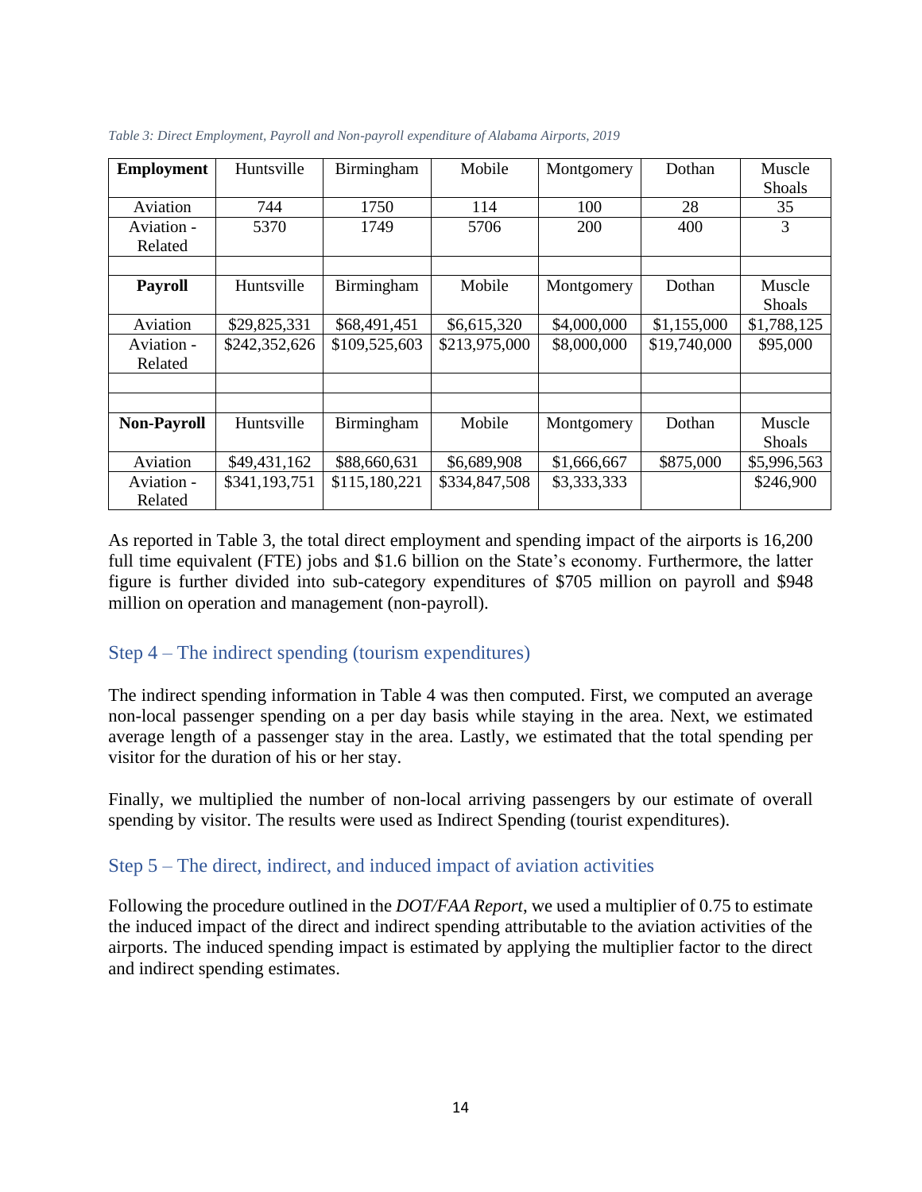*Table 3: Direct Employment, Payroll and Non-payroll expenditure of Alabama Airports, 2019*

| **Employment** | Huntsville | Birmingham | Mobile | Montgomery | Dothan | Muscle Shoals |
|---|---|---|---|---|---|---|
| Aviation | 744 | 1750 | 114 | 100 | 28 | 35 |
| Aviation - Related | 5370 | 1749 | 5706 | 200 | 400 | 3 |
| | | | | | | |
| **Payroll** | Huntsville | Birmingham | Mobile | Montgomery | Dothan | Muscle Shoals |
| Aviation | $29,825,331 | $68,491,451 | $6,615,320 | $4,000,000 | $1,155,000 | $1,788,125 |
| Aviation - Related | $242,352,626 | $109,525,603 | $213,975,000 | $8,000,000 | $19,740,000 | $95,000 |
| | | | | | | |
| | | | | | | |
| **Non-Payroll** | Huntsville | Birmingham | Mobile | Montgomery | Dothan | Muscle Shoals |
| Aviation | $49,431,162 | $88,660,631 | $6,689,908 | $1,666,667 | $875,000 | $5,996,563 |
| Aviation - Related | $341,193,751 | $115,180,221 | $334,847,508 | $3,333,333 | | $246,900 |

As reported in Table 3, the total direct employment and spending impact of the airports is 16,200 full time equivalent (FTE) jobs and $1.6 billion on the State's economy. Furthermore, the latter figure is further divided into sub-category expenditures of $705 million on payroll and $948 million on operation and management (non-payroll).

## Step 4 – The indirect spending (tourism expenditures)

The indirect spending information in Table 4 was then computed. First, we computed an average non-local passenger spending on a per day basis while staying in the area. Next, we estimated average length of a passenger stay in the area. Lastly, we estimated that the total spending per visitor for the duration of his or her stay.

Finally, we multiplied the number of non-local arriving passengers by our estimate of overall spending by visitor. The results were used as Indirect Spending (tourist expenditures).

## Step 5 – The direct, indirect, and induced impact of aviation activities

Following the procedure outlined in the *DOT/FAA Report*, we used a multiplier of 0.75 to estimate the induced impact of the direct and indirect spending attributable to the aviation activities of the airports. The induced spending impact is estimated by applying the multiplier factor to the direct and indirect spending estimates.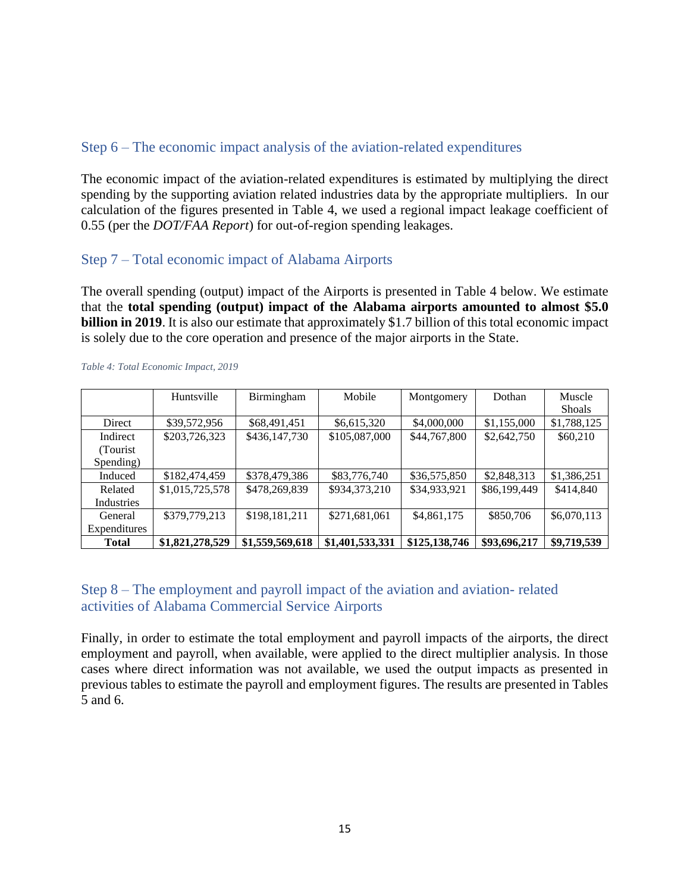## Step 6 – The economic impact analysis of the aviation-related expenditures

The economic impact of the aviation-related expenditures is estimated by multiplying the direct spending by the supporting aviation related industries data by the appropriate multipliers. In our calculation of the figures presented in Table 4, we used a regional impact leakage coefficient of 0.55 (per the *DOT/FAA Report*) for out-of-region spending leakages.

## Step 7 – Total economic impact of Alabama Airports

The overall spending (output) impact of the Airports is presented in Table 4 below. We estimate that the **total spending (output) impact of the Alabama airports amounted to almost $5.0 billion in 2019**. It is also our estimate that approximately $1.7 billion of this total economic impact is solely due to the core operation and presence of the major airports in the State.

*Table 4: Total Economic Impact, 2019*

| | Huntsville | Birmingham | Mobile | Montgomery | Dothan | Muscle Shoals |
|---|---|---|---|---|---|---|
| Direct | $39,572,956 | $68,491,451 | $6,615,320 | $4,000,000 | $1,155,000 | $1,788,125 |
| Indirect (Tourist Spending) | $203,726,323 | $436,147,730 | $105,087,000 | $44,767,800 | $2,642,750 | $60,210 |
| Induced | $182,474,459 | $378,479,386 | $83,776,740 | $36,575,850 | $2,848,313 | $1,386,251 |
| Related Industries | $1,015,725,578 | $478,269,839 | $934,373,210 | $34,933,921 | $86,199,449 | $414,840 |
| General Expenditures | $379,779,213 | $198,181,211 | $271,681,061 | $4,861,175 | $850,706 | $6,070,113 |
| **Total** | **$1,821,278,529** | **$1,559,569,618** | **$1,401,533,331** | **$125,138,746** | **$93,696,217** | **$9,719,539** |

## Step 8 – The employment and payroll impact of the aviation and aviation- related activities of Alabama Commercial Service Airports

Finally, in order to estimate the total employment and payroll impacts of the airports, the direct employment and payroll, when available, were applied to the direct multiplier analysis. In those cases where direct information was not available, we used the output impacts as presented in previous tables to estimate the payroll and employment figures. The results are presented in Tables 5 and 6.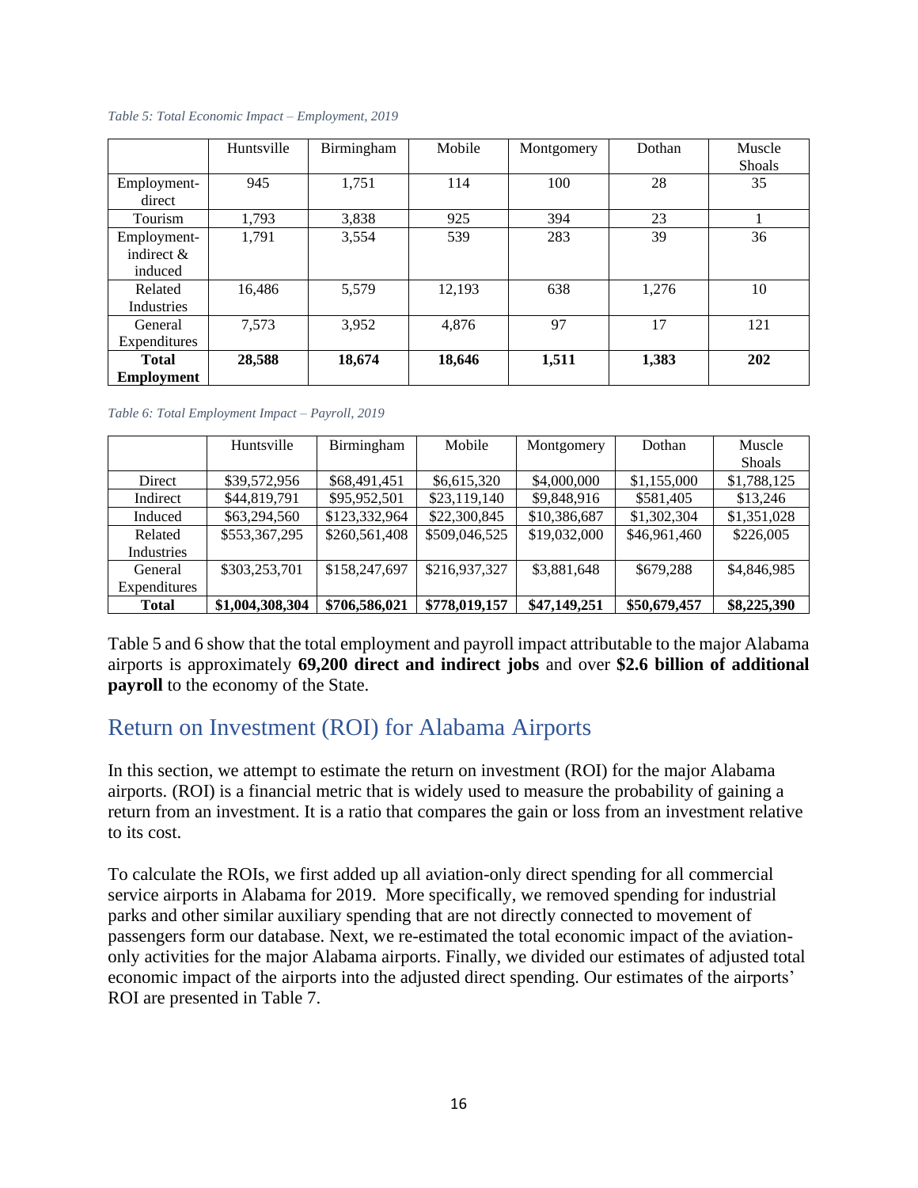*Table 5: Total Economic Impact – Employment, 2019*

| | Huntsville | Birmingham | Mobile | Montgomery | Dothan | Muscle Shoals |
|---|---|---|---|---|---|---|
| Employment-direct | 945 | 1,751 | 114 | 100 | 28 | 35 |
| Tourism | 1,793 | 3,838 | 925 | 394 | 23 | 1 |
| Employment-indirect & induced | 1,791 | 3,554 | 539 | 283 | 39 | 36 |
| Related Industries | 16,486 | 5,579 | 12,193 | 638 | 1,276 | 10 |
| General Expenditures | 7,573 | 3,952 | 4,876 | 97 | 17 | 121 |
| **Total Employment** | **28,588** | **18,674** | **18,646** | **1,511** | **1,383** | **202** |

*Table 6: Total Employment Impact – Payroll, 2019*

| | Huntsville | Birmingham | Mobile | Montgomery | Dothan | Muscle Shoals |
|---|---|---|---|---|---|---|
| Direct | $39,572,956 | $68,491,451 | $6,615,320 | $4,000,000 | $1,155,000 | $1,788,125 |
| Indirect | $44,819,791 | $95,952,501 | $23,119,140 | $9,848,916 | $581,405 | $13,246 |
| Induced | $63,294,560 | $123,332,964 | $22,300,845 | $10,386,687 | $1,302,304 | $1,351,028 |
| Related Industries | $553,367,295 | $260,561,408 | $509,046,525 | $19,032,000 | $46,961,460 | $226,005 |
| General Expenditures | $303,253,701 | $158,247,697 | $216,937,327 | $3,881,648 | $679,288 | $4,846,985 |
| **Total** | **$1,004,308,304** | **$706,586,021** | **$778,019,157** | **$47,149,251** | **$50,679,457** | **$8,225,390** |

Table 5 and 6 show that the total employment and payroll impact attributable to the major Alabama airports is approximately **69,200 direct and indirect jobs** and over **$2.6 billion of additional payroll** to the economy of the State.

## Return on Investment (ROI) for Alabama Airports

In this section, we attempt to estimate the return on investment (ROI) for the major Alabama airports. (ROI) is a financial metric that is widely used to measure the probability of gaining a return from an investment. It is a ratio that compares the gain or loss from an investment relative to its cost.

To calculate the ROIs, we first added up all aviation-only direct spending for all commercial service airports in Alabama for 2019. More specifically, we removed spending for industrial parks and other similar auxiliary spending that are not directly connected to movement of passengers form our database. Next, we re-estimated the total economic impact of the aviation-only activities for the major Alabama airports. Finally, we divided our estimates of adjusted total economic impact of the airports into the adjusted direct spending. Our estimates of the airports' ROI are presented in Table 7.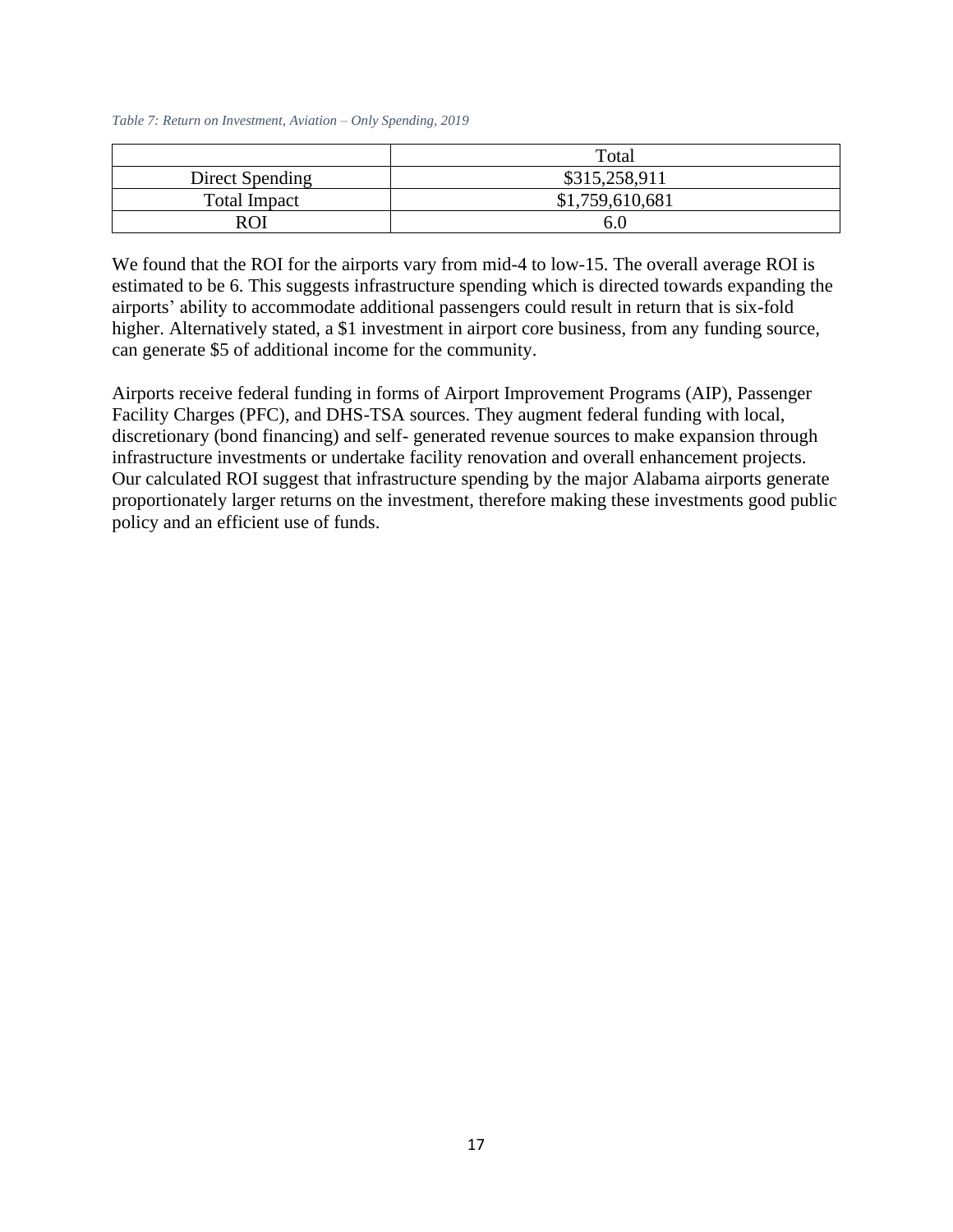*Table 7: Return on Investment, Aviation – Only Spending, 2019*

| | Total |
|---|---|
| Direct Spending | $315,258,911 |
| Total Impact | $1,759,610,681 |
| ROI | 6.0 |

We found that the ROI for the airports vary from mid-4 to low-15. The overall average ROI is estimated to be 6. This suggests infrastructure spending which is directed towards expanding the airports' ability to accommodate additional passengers could result in return that is six-fold higher. Alternatively stated, a $1 investment in airport core business, from any funding source, can generate $5 of additional income for the community.

Airports receive federal funding in forms of Airport Improvement Programs (AIP), Passenger Facility Charges (PFC), and DHS-TSA sources. They augment federal funding with local, discretionary (bond financing) and self- generated revenue sources to make expansion through infrastructure investments or undertake facility renovation and overall enhancement projects. Our calculated ROI suggest that infrastructure spending by the major Alabama airports generate proportionately larger returns on the investment, therefore making these investments good public policy and an efficient use of funds.